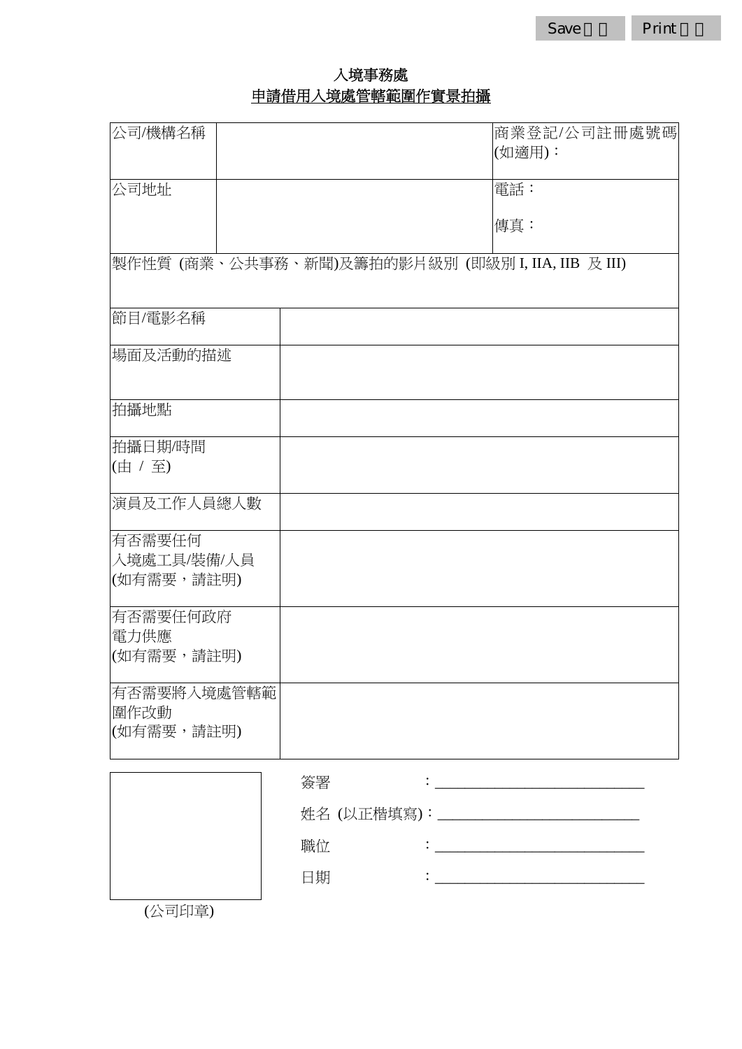# 入境事務處

## 申請借用入境處管轄範圍作實景拍攝

| 公司/機構名稱 | | 商業登記/公司註冊處號碼(如適用)： |
|---|---|---|
| 公司地址 | | 電話：<br><br>傳真： |
| 製作性質 (商業、公共事務、新聞)及籌拍的影片級別 (即級別 I, IIA, IIB 及 III) | | |

| | |
|---|---|
| 節目/電影名稱 | |
| 場面及活動的描述 | |
| 拍攝地點 | |
| 拍攝日期/時間<br>(由 / 至) | |
| 演員及工作人員總人數 | |
| 有否需要任何入境處工具/裝備/人員<br>(如有需要，請註明) | |
| 有否需要任何政府電力供應<br>(如有需要，請註明) | |
| 有否需要將入境處管轄範圍作改動<br>(如有需要，請註明) | |

簽署 ：___________________________

姓名 (以正楷填寫)：___________________________

職位 ：___________________________

日期 ：___________________________

(公司印章)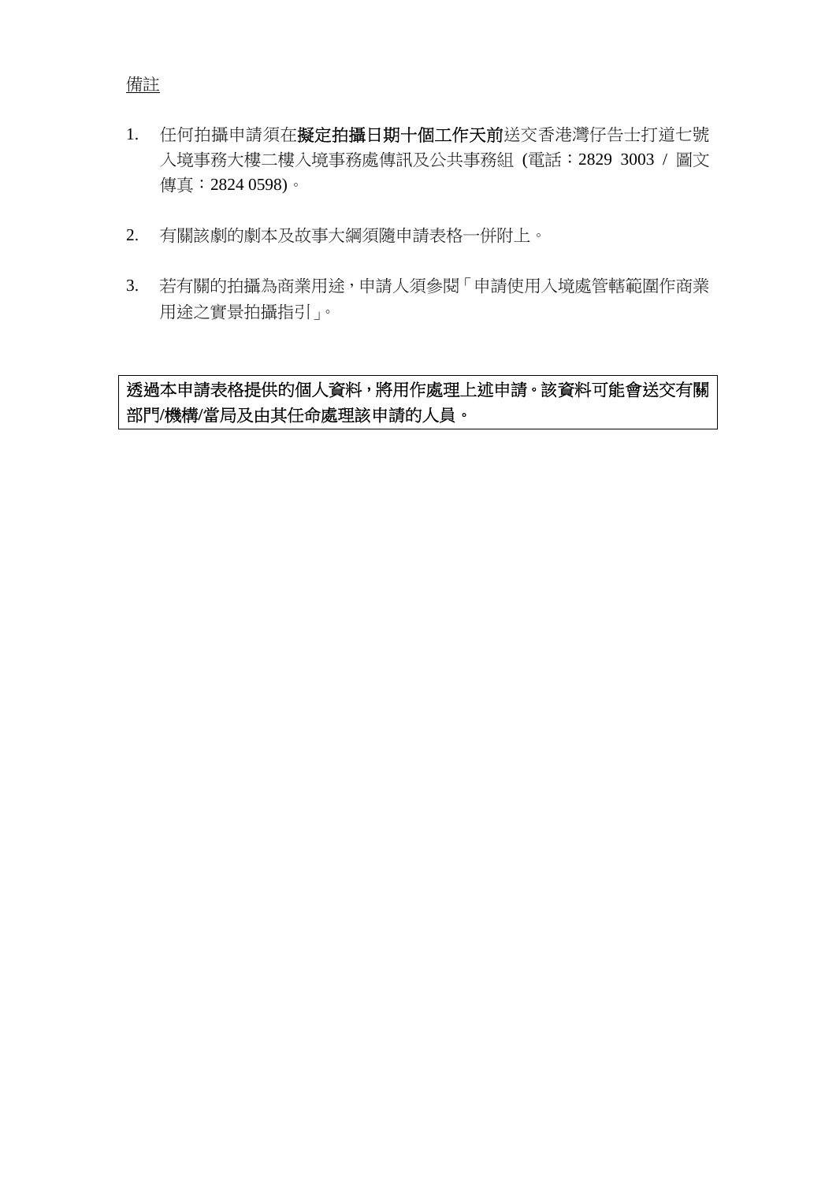備註

1. 任何拍攝申請須在**擬定拍攝日期十個工作天前**送交香港灣仔告士打道七號入境事務大樓二樓入境事務處傳訊及公共事務組 (電話：2829 3003 / 圖文傳真：2824 0598)。

2. 有關該劇的劇本及故事大綱須隨申請表格一併附上。

3. 若有關的拍攝為商業用途，申請人須參閱「申請使用入境處管轄範圍作商業用途之實景拍攝指引」。

**透過本申請表格提供的個人資料，將用作處理上述申請。該資料可能會送交有關部門/機構/當局及由其任命處理該申請的人員。**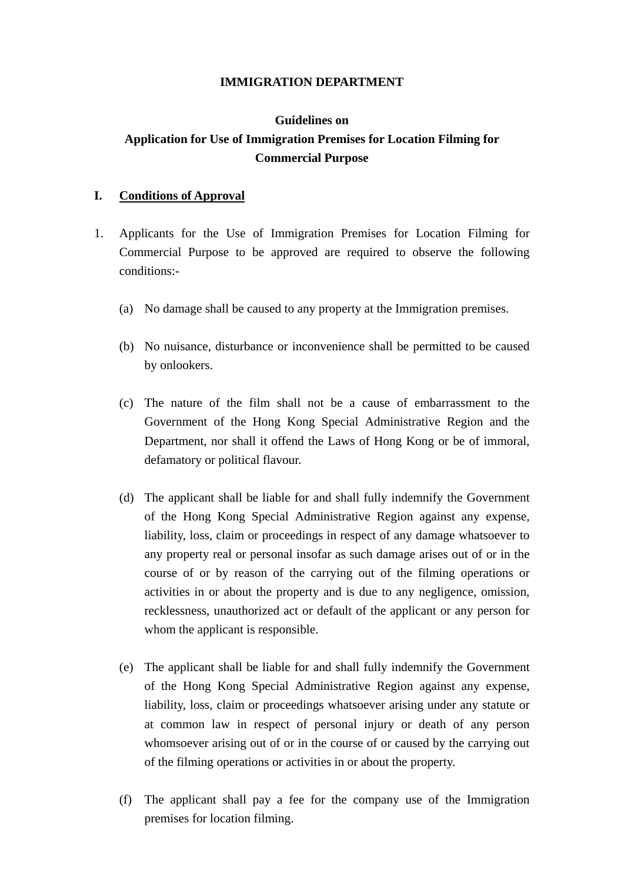**IMMIGRATION DEPARTMENT**

**Guidelines on**
**Application for Use of Immigration Premises for Location Filming for Commercial Purpose**

## I. Conditions of Approval

1. Applicants for the Use of Immigration Premises for Location Filming for Commercial Purpose to be approved are required to observe the following conditions:-

   (a) No damage shall be caused to any property at the Immigration premises.

   (b) No nuisance, disturbance or inconvenience shall be permitted to be caused by onlookers.

   (c) The nature of the film shall not be a cause of embarrassment to the Government of the Hong Kong Special Administrative Region and the Department, nor shall it offend the Laws of Hong Kong or be of immoral, defamatory or political flavour.

   (d) The applicant shall be liable for and shall fully indemnify the Government of the Hong Kong Special Administrative Region against any expense, liability, loss, claim or proceedings in respect of any damage whatsoever to any property real or personal insofar as such damage arises out of or in the course of or by reason of the carrying out of the filming operations or activities in or about the property and is due to any negligence, omission, recklessness, unauthorized act or default of the applicant or any person for whom the applicant is responsible.

   (e) The applicant shall be liable for and shall fully indemnify the Government of the Hong Kong Special Administrative Region against any expense, liability, loss, claim or proceedings whatsoever arising under any statute or at common law in respect of personal injury or death of any person whomsoever arising out of or in the course of or caused by the carrying out of the filming operations or activities in or about the property.

   (f) The applicant shall pay a fee for the company use of the Immigration premises for location filming.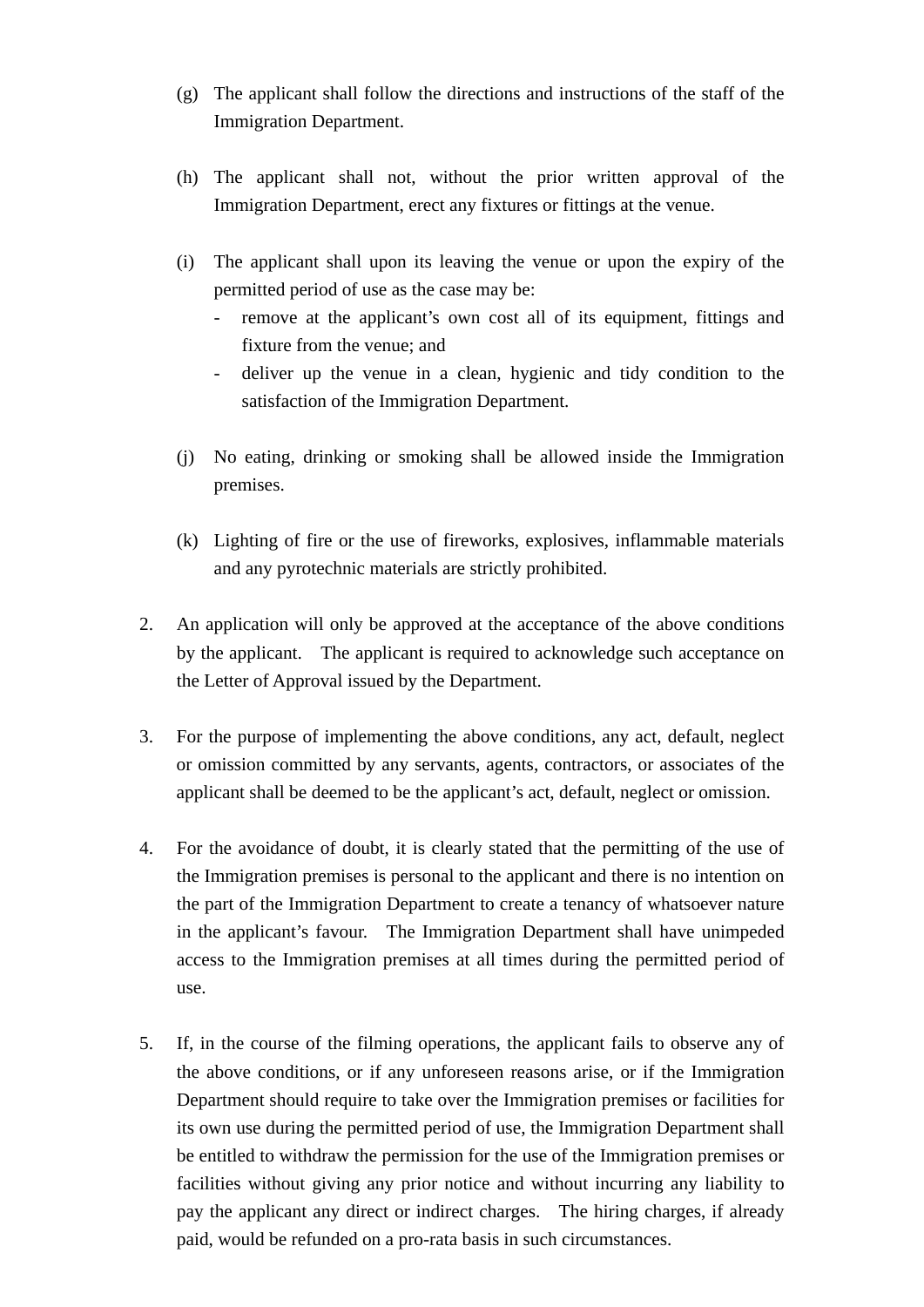(g) The applicant shall follow the directions and instructions of the staff of the Immigration Department.

(h) The applicant shall not, without the prior written approval of the Immigration Department, erect any fixtures or fittings at the venue.

(i) The applicant shall upon its leaving the venue or upon the expiry of the permitted period of use as the case may be:
   - remove at the applicant's own cost all of its equipment, fittings and fixture from the venue; and
   - deliver up the venue in a clean, hygienic and tidy condition to the satisfaction of the Immigration Department.

(j) No eating, drinking or smoking shall be allowed inside the Immigration premises.

(k) Lighting of fire or the use of fireworks, explosives, inflammable materials and any pyrotechnic materials are strictly prohibited.

2. An application will only be approved at the acceptance of the above conditions by the applicant. The applicant is required to acknowledge such acceptance on the Letter of Approval issued by the Department.

3. For the purpose of implementing the above conditions, any act, default, neglect or omission committed by any servants, agents, contractors, or associates of the applicant shall be deemed to be the applicant's act, default, neglect or omission.

4. For the avoidance of doubt, it is clearly stated that the permitting of the use of the Immigration premises is personal to the applicant and there is no intention on the part of the Immigration Department to create a tenancy of whatsoever nature in the applicant's favour. The Immigration Department shall have unimpeded access to the Immigration premises at all times during the permitted period of use.

5. If, in the course of the filming operations, the applicant fails to observe any of the above conditions, or if any unforeseen reasons arise, or if the Immigration Department should require to take over the Immigration premises or facilities for its own use during the permitted period of use, the Immigration Department shall be entitled to withdraw the permission for the use of the Immigration premises or facilities without giving any prior notice and without incurring any liability to pay the applicant any direct or indirect charges. The hiring charges, if already paid, would be refunded on a pro-rata basis in such circumstances.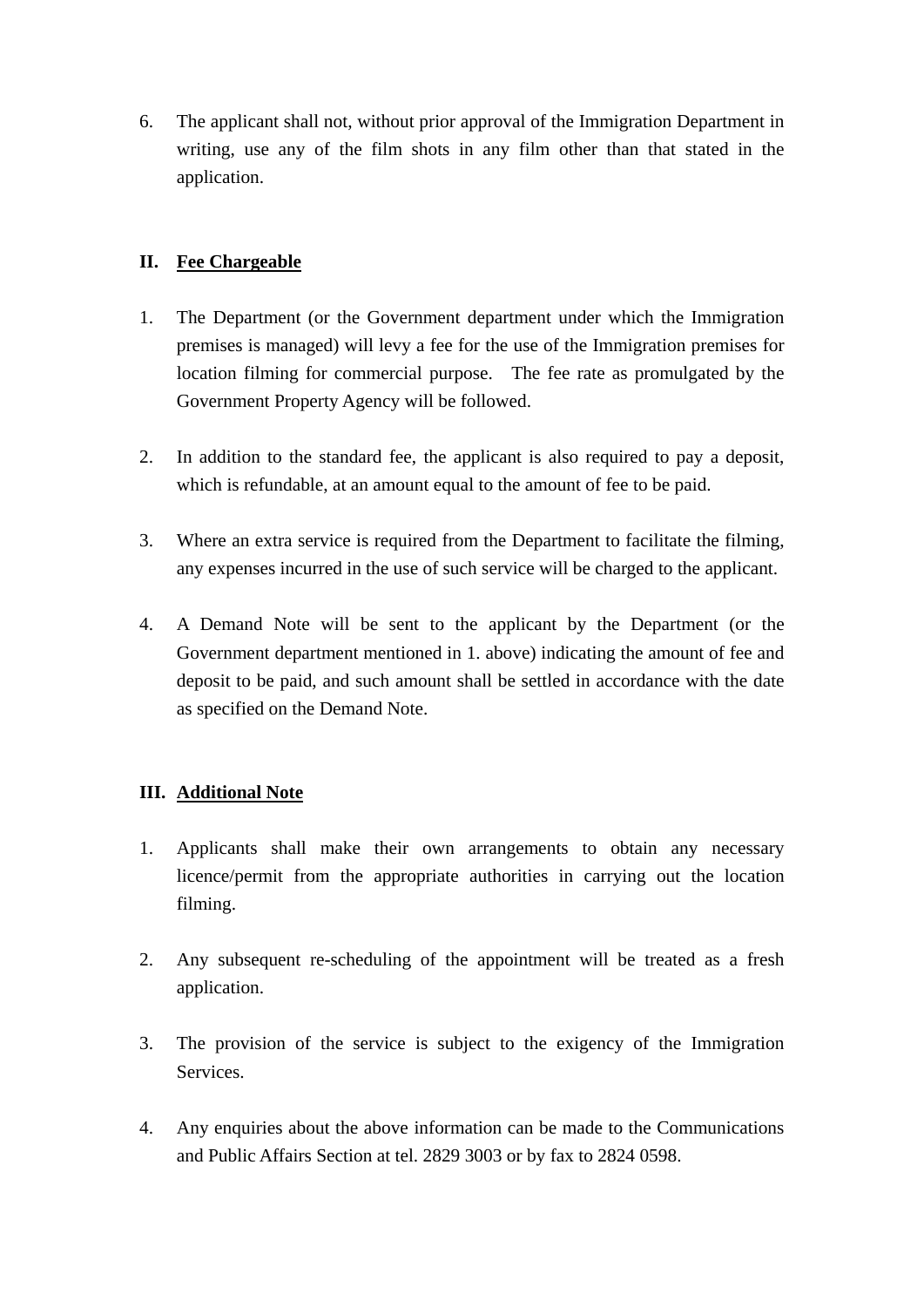6. The applicant shall not, without prior approval of the Immigration Department in writing, use any of the film shots in any film other than that stated in the application.

## II. Fee Chargeable

1. The Department (or the Government department under which the Immigration premises is managed) will levy a fee for the use of the Immigration premises for location filming for commercial purpose. The fee rate as promulgated by the Government Property Agency will be followed.

2. In addition to the standard fee, the applicant is also required to pay a deposit, which is refundable, at an amount equal to the amount of fee to be paid.

3. Where an extra service is required from the Department to facilitate the filming, any expenses incurred in the use of such service will be charged to the applicant.

4. A Demand Note will be sent to the applicant by the Department (or the Government department mentioned in 1. above) indicating the amount of fee and deposit to be paid, and such amount shall be settled in accordance with the date as specified on the Demand Note.

## III. Additional Note

1. Applicants shall make their own arrangements to obtain any necessary licence/permit from the appropriate authorities in carrying out the location filming.

2. Any subsequent re-scheduling of the appointment will be treated as a fresh application.

3. The provision of the service is subject to the exigency of the Immigration Services.

4. Any enquiries about the above information can be made to the Communications and Public Affairs Section at tel. 2829 3003 or by fax to 2824 0598.